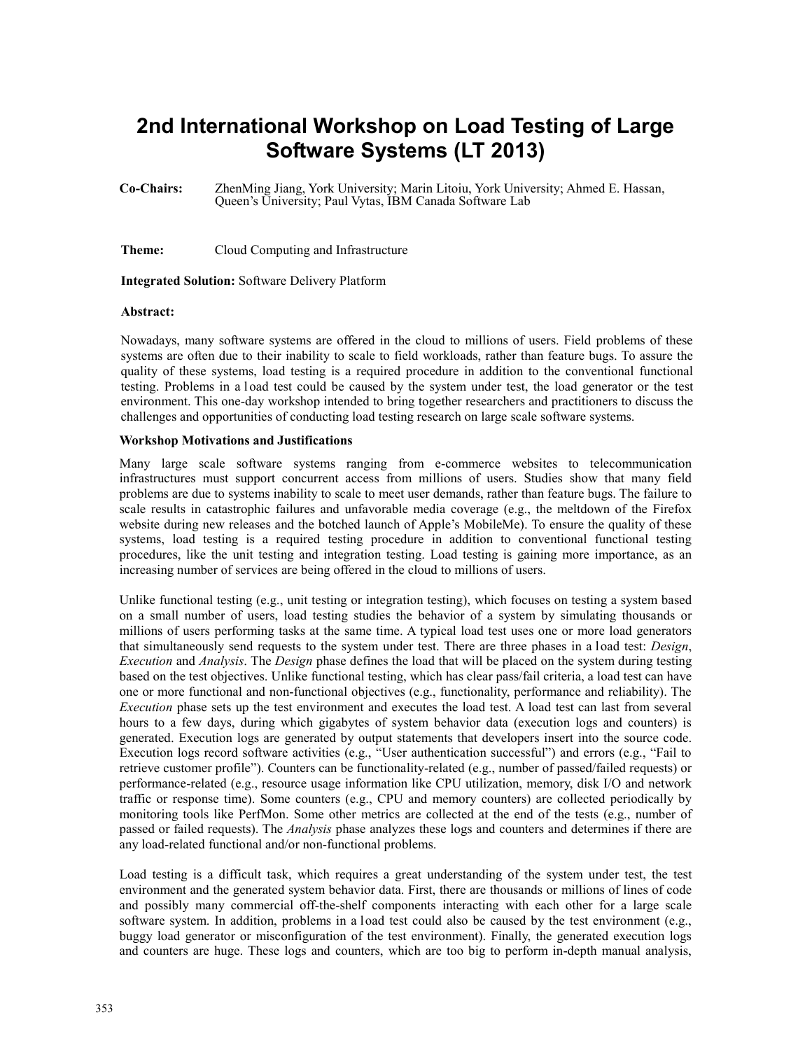# 2nd International Workshop on Load Testing of Large Software Systems (LT 2013)

**Co-Chairs:** ZhenMing Jiang, York University; Marin Litoiu, York University; Ahmed E. Hassan, Queen's University; Paul Vytas, IBM Canada Software Lab

**Theme:** Cloud Computing and Infrastructure

**Integrated Solution:** Software Delivery Platform

**Abstract:**

Nowadays, many software systems are offered in the cloud to millions of users. Field problems of these systems are often due to their inability to scale to field workloads, rather than feature bugs. To assure the quality of these systems, load testing is a required procedure in addition to the conventional functional testing. Problems in a load test could be caused by the system under test, the load generator or the test environment. This one-day workshop intended to bring together researchers and practitioners to discuss the challenges and opportunities of conducting load testing research on large scale software systems.

**Workshop Motivations and Justifications**

Many large scale software systems ranging from e-commerce websites to telecommunication infrastructures must support concurrent access from millions of users. Studies show that many field problems are due to systems inability to scale to meet user demands, rather than feature bugs. The failure to scale results in catastrophic failures and unfavorable media coverage (e.g., the meltdown of the Firefox website during new releases and the botched launch of Apple's MobileMe). To ensure the quality of these systems, load testing is a required testing procedure in addition to conventional functional testing procedures, like the unit testing and integration testing. Load testing is gaining more importance, as an increasing number of services are being offered in the cloud to millions of users.

Unlike functional testing (e.g., unit testing or integration testing), which focuses on testing a system based on a small number of users, load testing studies the behavior of a system by simulating thousands or millions of users performing tasks at the same time. A typical load test uses one or more load generators that simultaneously send requests to the system under test. There are three phases in a load test: *Design*, *Execution* and *Analysis*. The *Design* phase defines the load that will be placed on the system during testing based on the test objectives. Unlike functional testing, which has clear pass/fail criteria, a load test can have one or more functional and non-functional objectives (e.g., functionality, performance and reliability). The *Execution* phase sets up the test environment and executes the load test. A load test can last from several hours to a few days, during which gigabytes of system behavior data (execution logs and counters) is generated. Execution logs are generated by output statements that developers insert into the source code. Execution logs record software activities (e.g., "User authentication successful") and errors (e.g., "Fail to retrieve customer profile"). Counters can be functionality-related (e.g., number of passed/failed requests) or performance-related (e.g., resource usage information like CPU utilization, memory, disk I/O and network traffic or response time). Some counters (e.g., CPU and memory counters) are collected periodically by monitoring tools like PerfMon. Some other metrics are collected at the end of the tests (e.g., number of passed or failed requests). The *Analysis* phase analyzes these logs and counters and determines if there are any load-related functional and/or non-functional problems.

Load testing is a difficult task, which requires a great understanding of the system under test, the test environment and the generated system behavior data. First, there are thousands or millions of lines of code and possibly many commercial off-the-shelf components interacting with each other for a large scale software system. In addition, problems in a load test could also be caused by the test environment (e.g., buggy load generator or misconfiguration of the test environment). Finally, the generated execution logs and counters are huge. These logs and counters, which are too big to perform in-depth manual analysis,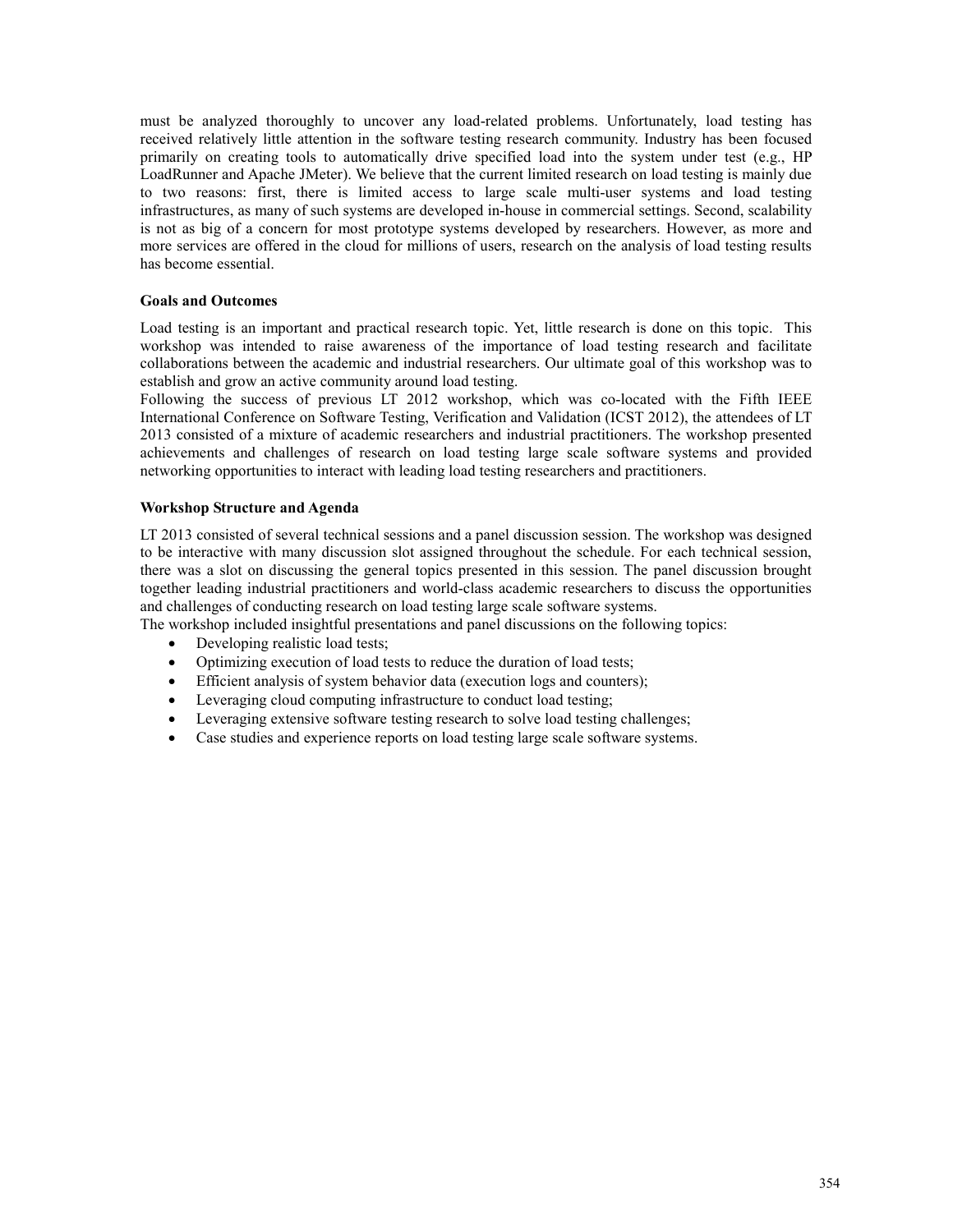must be analyzed thoroughly to uncover any load-related problems. Unfortunately, load testing has received relatively little attention in the software testing research community. Industry has been focused primarily on creating tools to automatically drive specified load into the system under test (e.g., HP LoadRunner and Apache JMeter). We believe that the current limited research on load testing is mainly due to two reasons: first, there is limited access to large scale multi-user systems and load testing infrastructures, as many of such systems are developed in-house in commercial settings. Second, scalability is not as big of a concern for most prototype systems developed by researchers. However, as more and more services are offered in the cloud for millions of users, research on the analysis of load testing results has become essential.

**Goals and Outcomes**

Load testing is an important and practical research topic. Yet, little research is done on this topic. This workshop was intended to raise awareness of the importance of load testing research and facilitate collaborations between the academic and industrial researchers. Our ultimate goal of this workshop was to establish and grow an active community around load testing.

Following the success of previous LT 2012 workshop, which was co-located with the Fifth IEEE International Conference on Software Testing, Verification and Validation (ICST 2012), the attendees of LT 2013 consisted of a mixture of academic researchers and industrial practitioners. The workshop presented achievements and challenges of research on load testing large scale software systems and provided networking opportunities to interact with leading load testing researchers and practitioners.

**Workshop Structure and Agenda**

LT 2013 consisted of several technical sessions and a panel discussion session. The workshop was designed to be interactive with many discussion slot assigned throughout the schedule. For each technical session, there was a slot on discussing the general topics presented in this session. The panel discussion brought together leading industrial practitioners and world-class academic researchers to discuss the opportunities and challenges of conducting research on load testing large scale software systems.

The workshop included insightful presentations and panel discussions on the following topics:

- Developing realistic load tests;
- Optimizing execution of load tests to reduce the duration of load tests;
- Efficient analysis of system behavior data (execution logs and counters);
- Leveraging cloud computing infrastructure to conduct load testing;
- Leveraging extensive software testing research to solve load testing challenges;
- Case studies and experience reports on load testing large scale software systems.